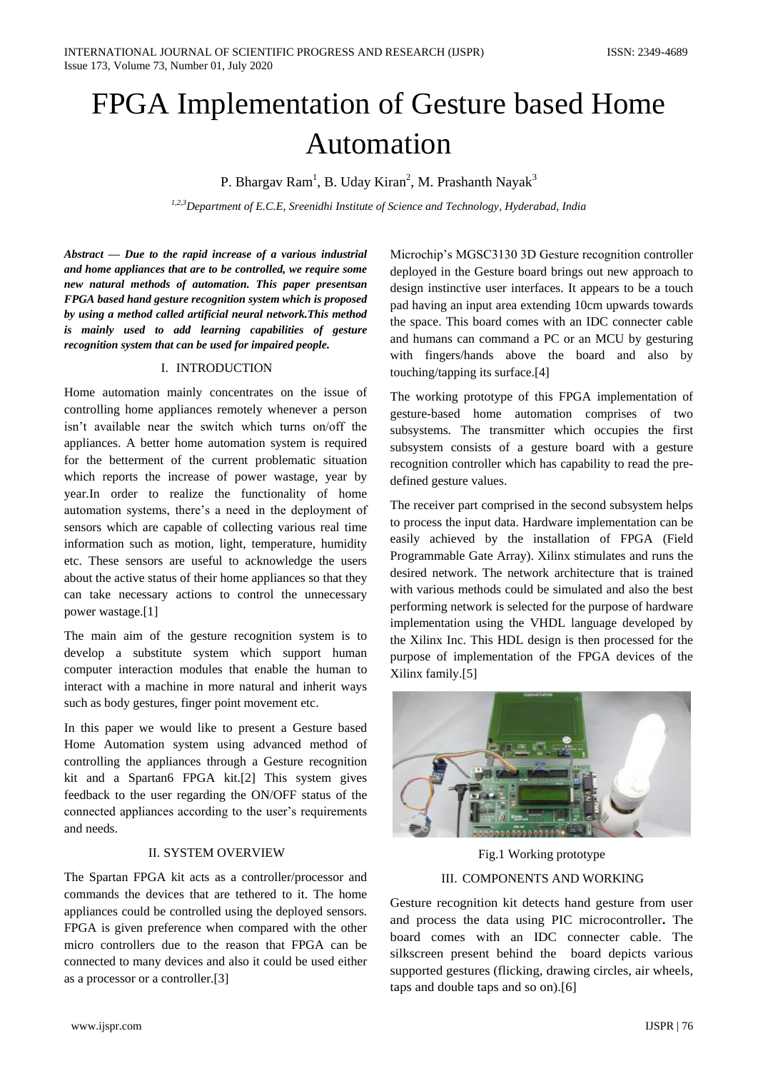# FPGA Implementation of Gesture based Home Automation

P. Bhargav Ram[1], B. Uday Kiran[2], M. Prashanth Nayak[3]

[1,2,3]*Department of E.C.E, Sreenidhi Institute of Science and Technology, Hyderabad, India*

***Abstract — Due to the rapid increase of a various industrial and home appliances that are to be controlled, we require some new natural methods of automation. This paper presentsan FPGA based hand gesture recognition system which is proposed by using a method called artificial neural network.This method is mainly used to add learning capabilities of gesture recognition system that can be used for impaired people.***

## I. INTRODUCTION

Home automation mainly concentrates on the issue of controlling home appliances remotely whenever a person isn't available near the switch which turns on/off the appliances. A better home automation system is required for the betterment of the current problematic situation which reports the increase of power wastage, year by year.In order to realize the functionality of home automation systems, there's a need in the deployment of sensors which are capable of collecting various real time information such as motion, light, temperature, humidity etc. These sensors are useful to acknowledge the users about the active status of their home appliances so that they can take necessary actions to control the unnecessary power wastage.[1]

The main aim of the gesture recognition system is to develop a substitute system which support human computer interaction modules that enable the human to interact with a machine in more natural and inherit ways such as body gestures, finger point movement etc.

In this paper we would like to present a Gesture based Home Automation system using advanced method of controlling the appliances through a Gesture recognition kit and a Spartan6 FPGA kit.[2] This system gives feedback to the user regarding the ON/OFF status of the connected appliances according to the user's requirements and needs.

## II. SYSTEM OVERVIEW

The Spartan FPGA kit acts as a controller/processor and commands the devices that are tethered to it. The home appliances could be controlled using the deployed sensors. FPGA is given preference when compared with the other micro controllers due to the reason that FPGA can be connected to many devices and also it could be used either as a processor or a controller.[3]

Microchip's MGSC3130 3D Gesture recognition controller deployed in the Gesture board brings out new approach to design instinctive user interfaces. It appears to be a touch pad having an input area extending 10cm upwards towards the space. This board comes with an IDC connecter cable and humans can command a PC or an MCU by gesturing with fingers/hands above the board and also by touching/tapping its surface.[4]

The working prototype of this FPGA implementation of gesture-based home automation comprises of two subsystems. The transmitter which occupies the first subsystem consists of a gesture board with a gesture recognition controller which has capability to read the pre-defined gesture values.

The receiver part comprised in the second subsystem helps to process the input data. Hardware implementation can be easily achieved by the installation of FPGA (Field Programmable Gate Array). Xilinx stimulates and runs the desired network. The network architecture that is trained with various methods could be simulated and also the best performing network is selected for the purpose of hardware implementation using the VHDL language developed by the Xilinx Inc. This HDL design is then processed for the purpose of implementation of the FPGA devices of the Xilinx family.[5]

Fig.1 Working prototype

## III. COMPONENTS AND WORKING

Gesture recognition kit detects hand gesture from user and process the data using PIC microcontroller**.** The board comes with an IDC connecter cable. The silkscreen present behind the board depicts various supported gestures (flicking, drawing circles, air wheels, taps and double taps and so on).[6]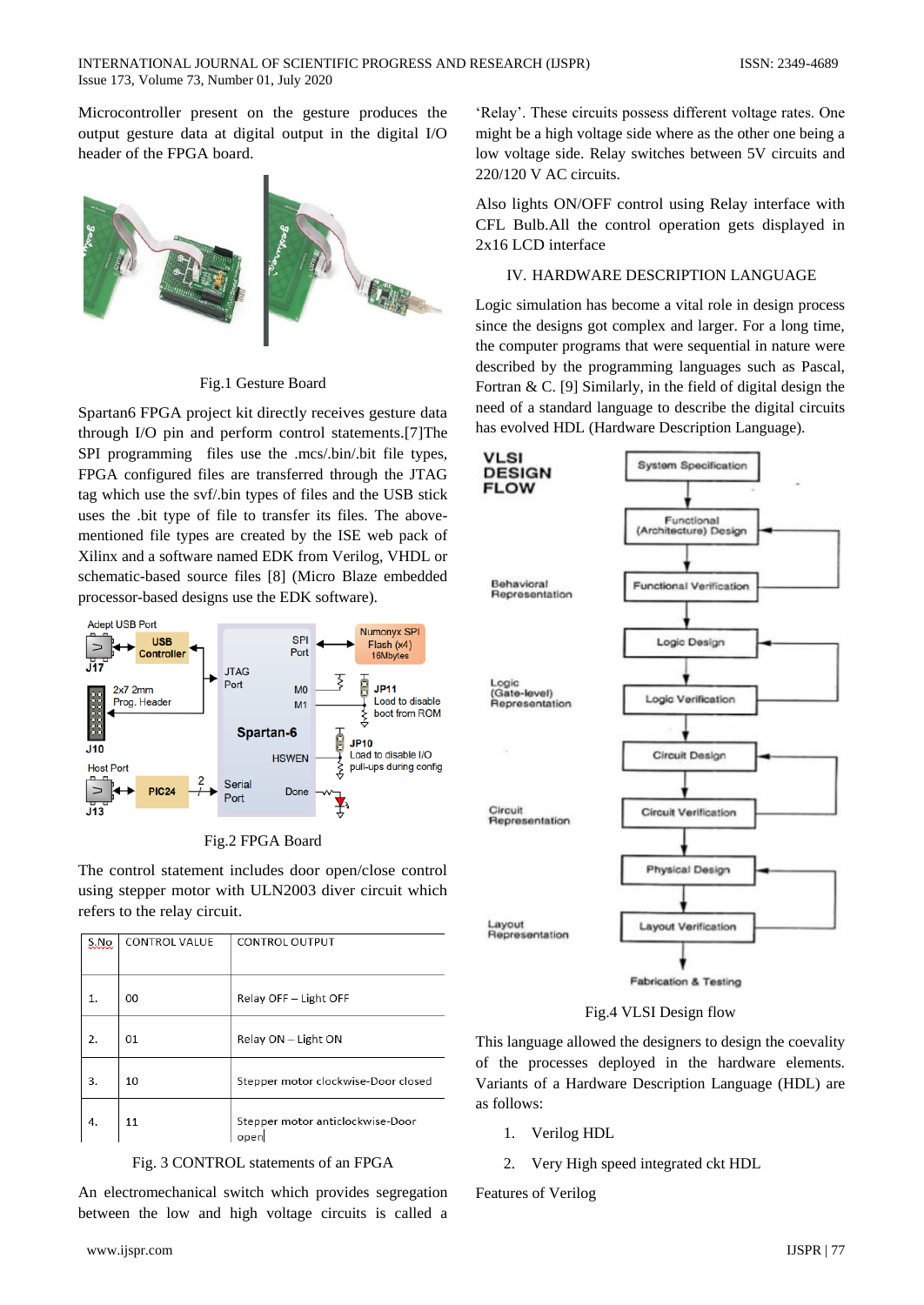Microcontroller present on the gesture produces the output gesture data at digital output in the digital I/O header of the FPGA board.

Fig.1 Gesture Board

Spartan6 FPGA project kit directly receives gesture data through I/O pin and perform control statements.[7]The SPI programming files use the .mcs/.bin/.bit file types, FPGA configured files are transferred through the JTAG tag which use the svf/.bin types of files and the USB stick uses the .bit type of file to transfer its files. The above-mentioned file types are created by the ISE web pack of Xilinx and a software named EDK from Verilog, VHDL or schematic-based source files [8] (Micro Blaze embedded processor-based designs use the EDK software).

Fig.2 FPGA Board

The control statement includes door open/close control using stepper motor with ULN2003 diver circuit which refers to the relay circuit.

| S.No | CONTROL VALUE | CONTROL OUTPUT |
|---|---|---|
| 1. | 00 | Relay OFF – Light OFF |
| 2. | 01 | Relay ON – Light ON |
| 3. | 10 | Stepper motor clockwise-Door closed |
| 4. | 11 | Stepper motor anticlockwise-Door open |

Fig. 3 CONTROL statements of an FPGA

An electromechanical switch which provides segregation between the low and high voltage circuits is called a 'Relay'. These circuits possess different voltage rates. One might be a high voltage side where as the other one being a low voltage side. Relay switches between 5V circuits and 220/120 V AC circuits.

Also lights ON/OFF control using Relay interface with CFL Bulb.All the control operation gets displayed in 2x16 LCD interface

## IV. HARDWARE DESCRIPTION LANGUAGE

Logic simulation has become a vital role in design process since the designs got complex and larger. For a long time, the computer programs that were sequential in nature were described by the programming languages such as Pascal, Fortran & C. [9] Similarly, in the field of digital design the need of a standard language to describe the digital circuits has evolved HDL (Hardware Description Language).

Fig.4 VLSI Design flow

This language allowed the designers to design the coevality of the processes deployed in the hardware elements. Variants of a Hardware Description Language (HDL) are as follows:

1. Verilog HDL
2. Very High speed integrated ckt HDL

Features of Verilog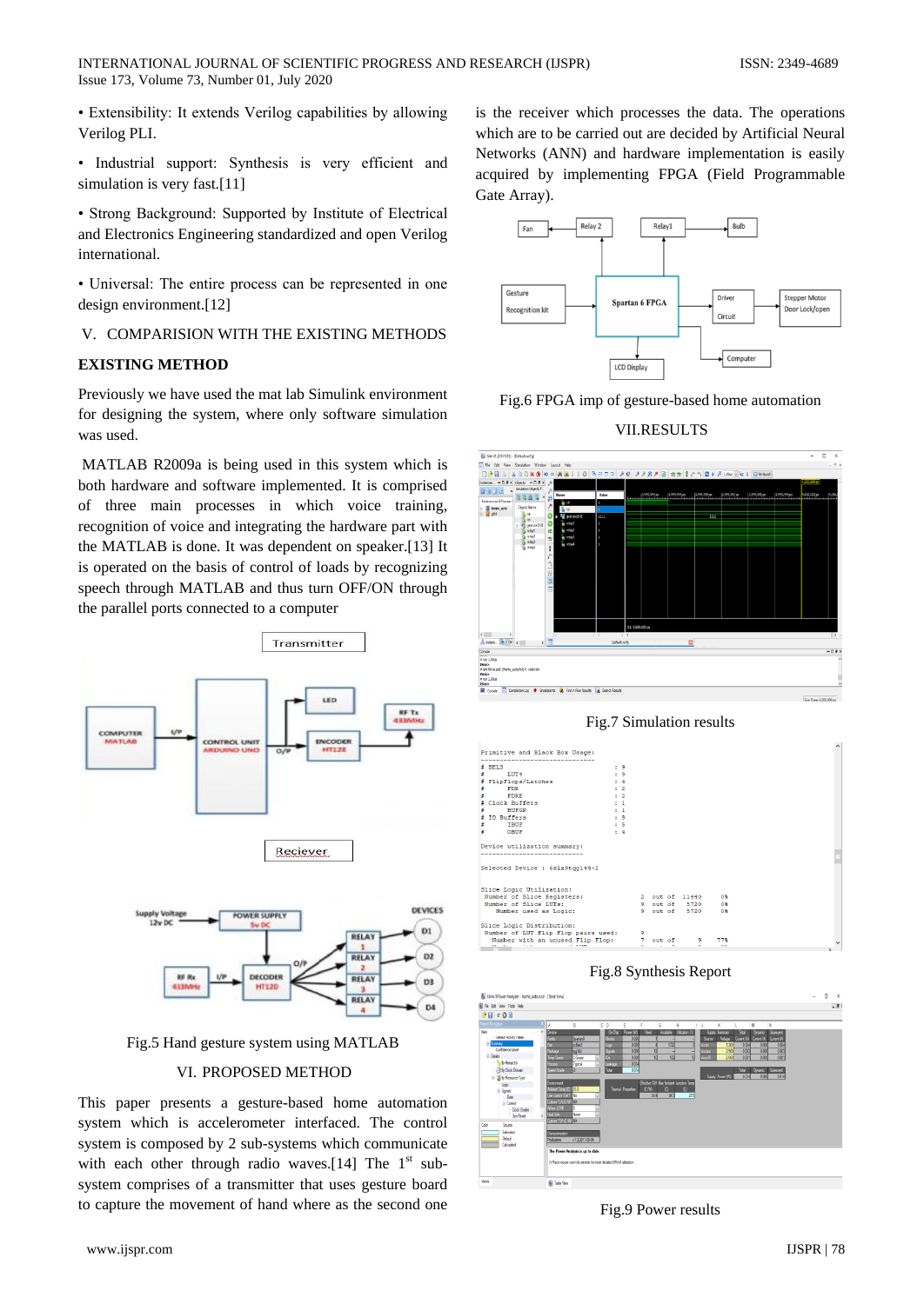• Extensibility: It extends Verilog capabilities by allowing Verilog PLI.

• Industrial support: Synthesis is very efficient and simulation is very fast.[11]

• Strong Background: Supported by Institute of Electrical and Electronics Engineering standardized and open Verilog international.

• Universal: The entire process can be represented in one design environment.[12]

## V. COMPARISION WITH THE EXISTING METHODS

### EXISTING METHOD

Previously we have used the mat lab Simulink environment for designing the system, where only software simulation was used.

MATLAB R2009a is being used in this system which is both hardware and software implemented. It is comprised of three main processes in which voice training, recognition of voice and integrating the hardware part with the MATLAB is done. It was dependent on speaker.[13] It is operated on the basis of control of loads by recognizing speech through MATLAB and thus turn OFF/ON through the parallel ports connected to a computer

Fig.5 Hand gesture system using MATLAB

## VI. PROPOSED METHOD

This paper presents a gesture-based home automation system which is accelerometer interfaced. The control system is composed by 2 sub-systems which communicate with each other through radio waves.[14] The 1[st] sub-system comprises of a transmitter that uses gesture board to capture the movement of hand where as the second one is the receiver which processes the data. The operations which are to be carried out are decided by Artificial Neural Networks (ANN) and hardware implementation is easily acquired by implementing FPGA (Field Programmable Gate Array).

Fig.6 FPGA imp of gesture-based home automation

## VII.RESULTS

Fig.7 Simulation results

Fig.8 Synthesis Report

Fig.9 Power results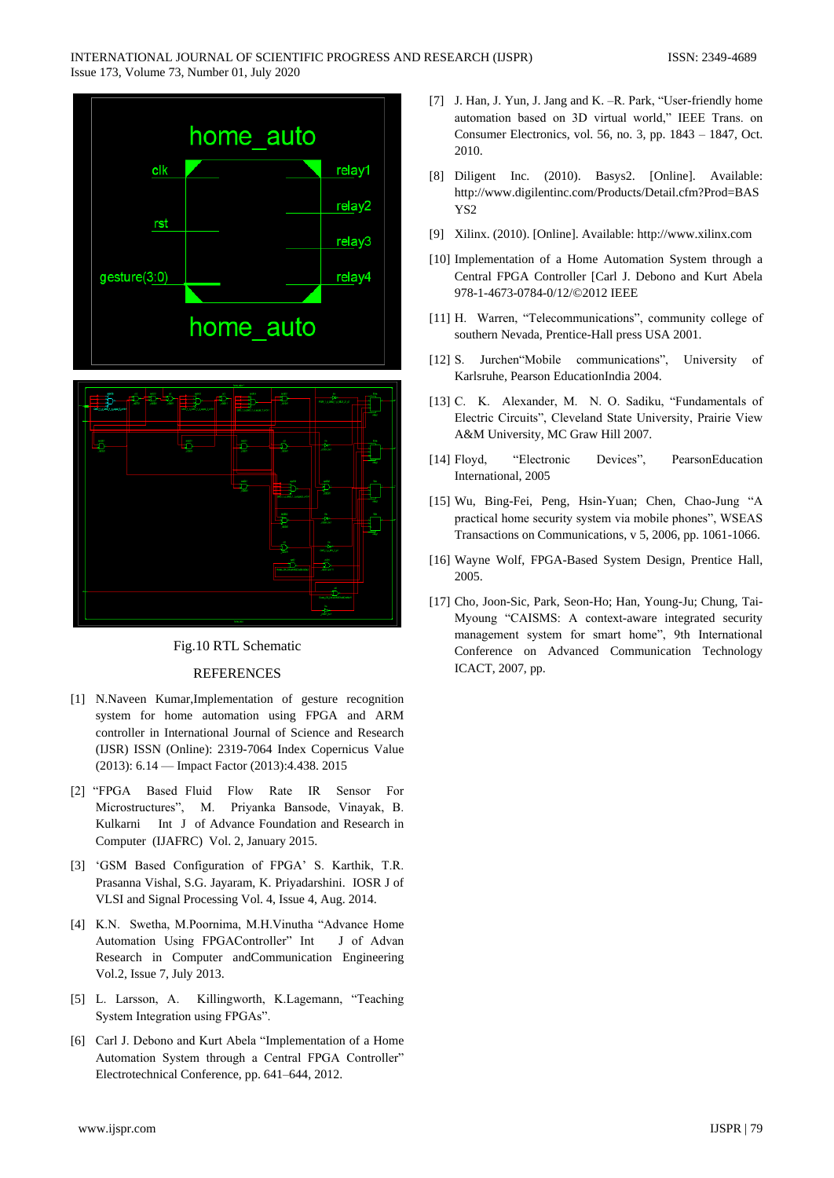home_auto

clk

rst

gesture(3:0)

relay1

relay2

relay3

relay4

home_auto

Fig.10 RTL Schematic

## REFERENCES

[1] N.Naveen Kumar,Implementation of gesture recognition system for home automation using FPGA and ARM controller in International Journal of Science and Research (IJSR) ISSN (Online): 2319-7064 Index Copernicus Value (2013): 6.14 — Impact Factor (2013):4.438. 2015

[2] "FPGA Based Fluid Flow Rate IR Sensor For Microstructures", M. Priyanka Bansode, Vinayak, B. Kulkarni Int J of Advance Foundation and Research in Computer (IJAFRC) Vol. 2, January 2015.

[3] 'GSM Based Configuration of FPGA' S. Karthik, T.R. Prasanna Vishal, S.G. Jayaram, K. Priyadarshini. IOSR J of VLSI and Signal Processing Vol. 4, Issue 4, Aug. 2014.

[4] K.N. Swetha, M.Poornima, M.H.Vinutha "Advance Home Automation Using FPGAController" Int J of Advan Research in Computer andCommunication Engineering Vol.2, Issue 7, July 2013.

[5] L. Larsson, A. Killingworth, K.Lagemann, "Teaching System Integration using FPGAs".

[6] Carl J. Debono and Kurt Abela "Implementation of a Home Automation System through a Central FPGA Controller" Electrotechnical Conference, pp. 641–644, 2012.

[7] J. Han, J. Yun, J. Jang and K. –R. Park, "User-friendly home automation based on 3D virtual world," IEEE Trans. on Consumer Electronics, vol. 56, no. 3, pp. 1843 – 1847, Oct. 2010.

[8] Diligent Inc. (2010). Basys2. [Online]. Available: http://www.digilentinc.com/Products/Detail.cfm?Prod=BASYS2

[9] Xilinx. (2010). [Online]. Available: http://www.xilinx.com

[10] Implementation of a Home Automation System through a Central FPGA Controller [Carl J. Debono and Kurt Abela 978-1-4673-0784-0/12/©2012 IEEE

[11] H. Warren, "Telecommunications", community college of southern Nevada, Prentice-Hall press USA 2001.

[12] S. Jurchen"Mobile communications", University of Karlsruhe, Pearson EducationIndia 2004.

[13] C. K. Alexander, M. N. O. Sadiku, "Fundamentals of Electric Circuits", Cleveland State University, Prairie View A&M University, MC Graw Hill 2007.

[14] Floyd, "Electronic Devices", PearsonEducation International, 2005

[15] Wu, Bing-Fei, Peng, Hsin-Yuan; Chen, Chao-Jung "A practical home security system via mobile phones", WSEAS Transactions on Communications, v 5, 2006, pp. 1061-1066.

[16] Wayne Wolf, FPGA-Based System Design, Prentice Hall, 2005.

[17] Cho, Joon-Sic, Park, Seon-Ho; Han, Young-Ju; Chung, Tai-Myoung "CAISMS: A context-aware integrated security management system for smart home", 9th International Conference on Advanced Communication Technology ICACT, 2007, pp.